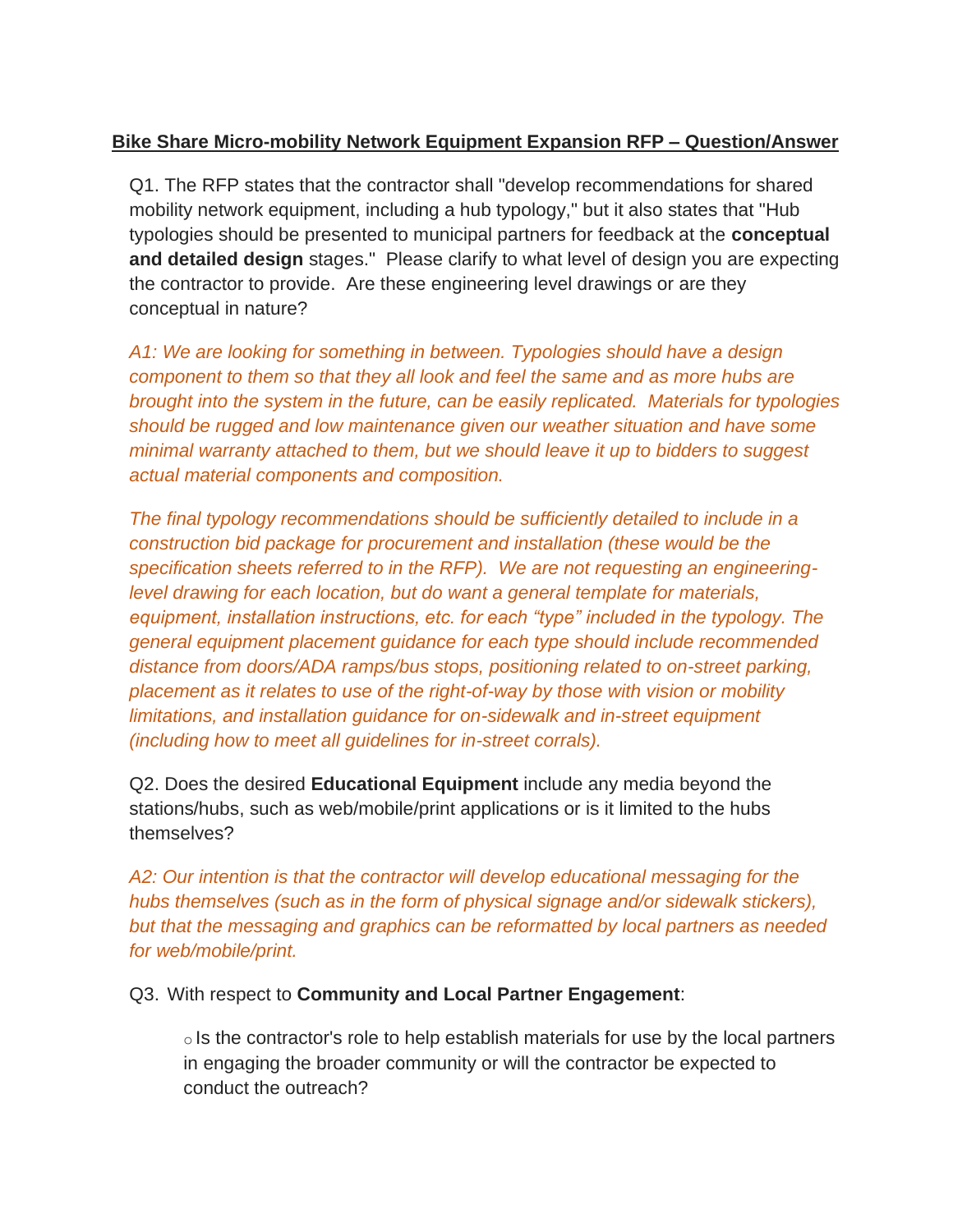**Bike Share Micro-mobility Network Equipment Expansion RFP – Question/Answer**

Q1. The RFP states that the contractor shall "develop recommendations for shared mobility network equipment, including a hub typology," but it also states that "Hub typologies should be presented to municipal partners for feedback at the **conceptual and detailed design** stages." Please clarify to what level of design you are expecting the contractor to provide. Are these engineering level drawings or are they conceptual in nature?

*A1: We are looking for something in between. Typologies should have a design component to them so that they all look and feel the same and as more hubs are brought into the system in the future, can be easily replicated. Materials for typologies should be rugged and low maintenance given our weather situation and have some minimal warranty attached to them, but we should leave it up to bidders to suggest actual material components and composition.*

*The final typology recommendations should be sufficiently detailed to include in a construction bid package for procurement and installation (these would be the specification sheets referred to in the RFP). We are not requesting an engineering-level drawing for each location, but do want a general template for materials, equipment, installation instructions, etc. for each "type" included in the typology. The general equipment placement guidance for each type should include recommended distance from doors/ADA ramps/bus stops, positioning related to on-street parking, placement as it relates to use of the right-of-way by those with vision or mobility limitations, and installation guidance for on-sidewalk and in-street equipment (including how to meet all guidelines for in-street corrals).*

Q2. Does the desired **Educational Equipment** include any media beyond the stations/hubs, such as web/mobile/print applications or is it limited to the hubs themselves?

*A2: Our intention is that the contractor will develop educational messaging for the hubs themselves (such as in the form of physical signage and/or sidewalk stickers), but that the messaging and graphics can be reformatted by local partners as needed for web/mobile/print.*

Q3. With respect to **Community and Local Partner Engagement**:

- Is the contractor's role to help establish materials for use by the local partners in engaging the broader community or will the contractor be expected to conduct the outreach?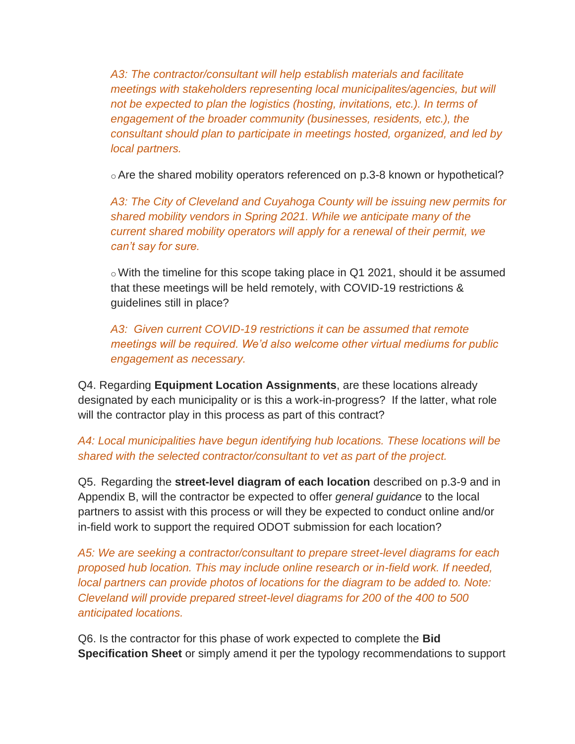*A3: The contractor/consultant will help establish materials and facilitate meetings with stakeholders representing local municipalites/agencies, but will not be expected to plan the logistics (hosting, invitations, etc.). In terms of engagement of the broader community (businesses, residents, etc.), the consultant should plan to participate in meetings hosted, organized, and led by local partners.*

- Are the shared mobility operators referenced on p.3-8 known or hypothetical?

*A3: The City of Cleveland and Cuyahoga County will be issuing new permits for shared mobility vendors in Spring 2021. While we anticipate many of the current shared mobility operators will apply for a renewal of their permit, we can't say for sure.*

- With the timeline for this scope taking place in Q1 2021, should it be assumed that these meetings will be held remotely, with COVID-19 restrictions & guidelines still in place?

*A3: Given current COVID-19 restrictions it can be assumed that remote meetings will be required. We'd also welcome other virtual mediums for public engagement as necessary.*

Q4. Regarding **Equipment Location Assignments**, are these locations already designated by each municipality or is this a work-in-progress? If the latter, what role will the contractor play in this process as part of this contract?

*A4: Local municipalities have begun identifying hub locations. These locations will be shared with the selected contractor/consultant to vet as part of the project.*

Q5. Regarding the **street-level diagram of each location** described on p.3-9 and in Appendix B, will the contractor be expected to offer *general guidance* to the local partners to assist with this process or will they be expected to conduct online and/or in-field work to support the required ODOT submission for each location?

*A5: We are seeking a contractor/consultant to prepare street-level diagrams for each proposed hub location. This may include online research or in-field work. If needed, local partners can provide photos of locations for the diagram to be added to. Note: Cleveland will provide prepared street-level diagrams for 200 of the 400 to 500 anticipated locations.*

Q6. Is the contractor for this phase of work expected to complete the **Bid Specification Sheet** or simply amend it per the typology recommendations to support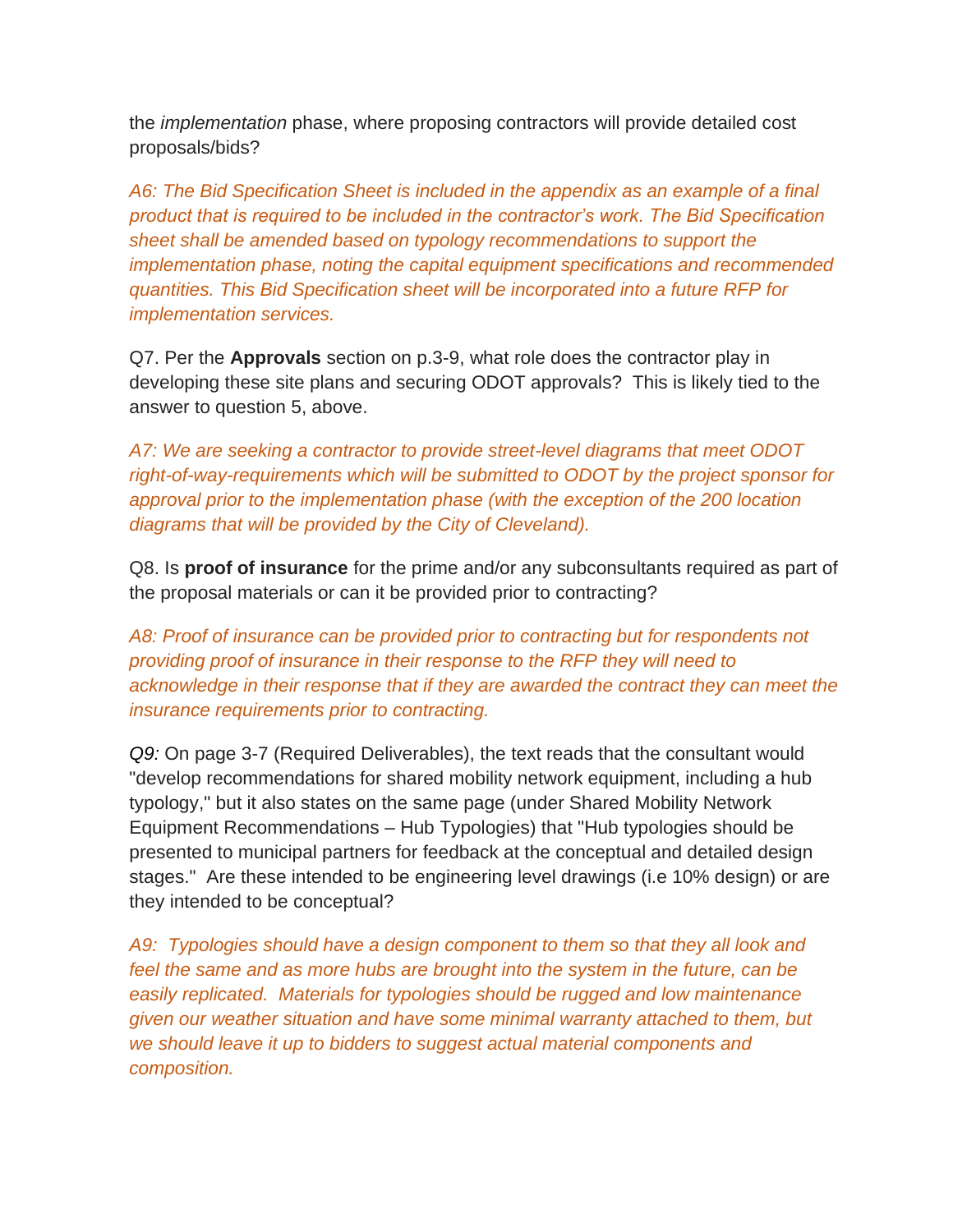the *implementation* phase, where proposing contractors will provide detailed cost proposals/bids?

*A6: The Bid Specification Sheet is included in the appendix as an example of a final product that is required to be included in the contractor's work. The Bid Specification sheet shall be amended based on typology recommendations to support the implementation phase, noting the capital equipment specifications and recommended quantities. This Bid Specification sheet will be incorporated into a future RFP for implementation services.*

Q7. Per the **Approvals** section on p.3-9, what role does the contractor play in developing these site plans and securing ODOT approvals? This is likely tied to the answer to question 5, above.

*A7: We are seeking a contractor to provide street-level diagrams that meet ODOT right-of-way-requirements which will be submitted to ODOT by the project sponsor for approval prior to the implementation phase (with the exception of the 200 location diagrams that will be provided by the City of Cleveland).*

Q8. Is **proof of insurance** for the prime and/or any subconsultants required as part of the proposal materials or can it be provided prior to contracting?

*A8: Proof of insurance can be provided prior to contracting but for respondents not providing proof of insurance in their response to the RFP they will need to acknowledge in their response that if they are awarded the contract they can meet the insurance requirements prior to contracting.*

*Q9:* On page 3-7 (Required Deliverables), the text reads that the consultant would "develop recommendations for shared mobility network equipment, including a hub typology," but it also states on the same page (under Shared Mobility Network Equipment Recommendations – Hub Typologies) that "Hub typologies should be presented to municipal partners for feedback at the conceptual and detailed design stages." Are these intended to be engineering level drawings (i.e 10% design) or are they intended to be conceptual?

*A9: Typologies should have a design component to them so that they all look and feel the same and as more hubs are brought into the system in the future, can be easily replicated. Materials for typologies should be rugged and low maintenance given our weather situation and have some minimal warranty attached to them, but we should leave it up to bidders to suggest actual material components and composition.*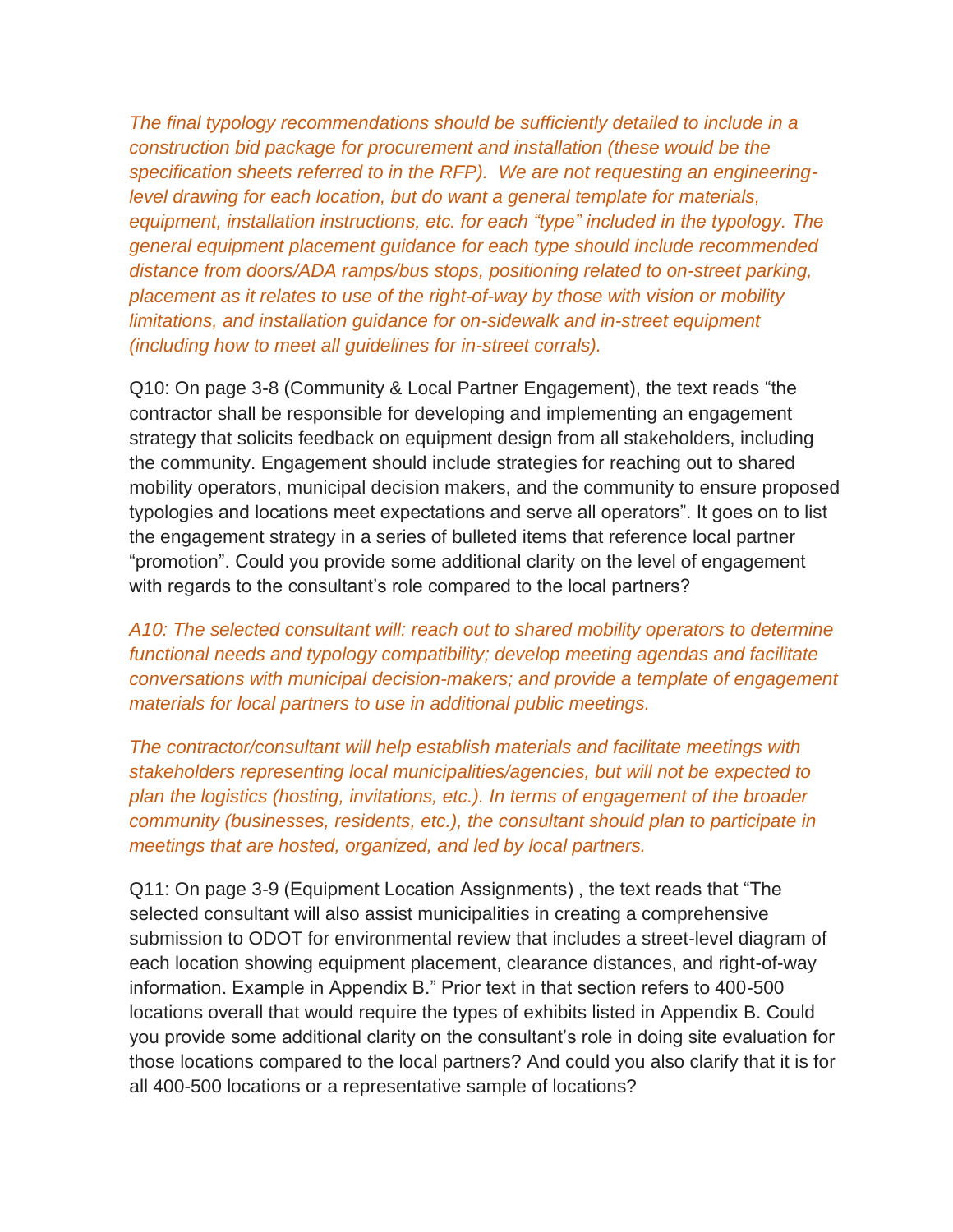*The final typology recommendations should be sufficiently detailed to include in a construction bid package for procurement and installation (these would be the specification sheets referred to in the RFP). We are not requesting an engineering-level drawing for each location, but do want a general template for materials, equipment, installation instructions, etc. for each "type" included in the typology. The general equipment placement guidance for each type should include recommended distance from doors/ADA ramps/bus stops, positioning related to on-street parking, placement as it relates to use of the right-of-way by those with vision or mobility limitations, and installation guidance for on-sidewalk and in-street equipment (including how to meet all guidelines for in-street corrals).*

Q10: On page 3-8 (Community & Local Partner Engagement), the text reads "the contractor shall be responsible for developing and implementing an engagement strategy that solicits feedback on equipment design from all stakeholders, including the community. Engagement should include strategies for reaching out to shared mobility operators, municipal decision makers, and the community to ensure proposed typologies and locations meet expectations and serve all operators". It goes on to list the engagement strategy in a series of bulleted items that reference local partner "promotion". Could you provide some additional clarity on the level of engagement with regards to the consultant's role compared to the local partners?

*A10: The selected consultant will: reach out to shared mobility operators to determine functional needs and typology compatibility; develop meeting agendas and facilitate conversations with municipal decision-makers; and provide a template of engagement materials for local partners to use in additional public meetings.*

*The contractor/consultant will help establish materials and facilitate meetings with stakeholders representing local municipalities/agencies, but will not be expected to plan the logistics (hosting, invitations, etc.). In terms of engagement of the broader community (businesses, residents, etc.), the consultant should plan to participate in meetings that are hosted, organized, and led by local partners.*

Q11: On page 3-9 (Equipment Location Assignments) , the text reads that "The selected consultant will also assist municipalities in creating a comprehensive submission to ODOT for environmental review that includes a street-level diagram of each location showing equipment placement, clearance distances, and right-of-way information. Example in Appendix B." Prior text in that section refers to 400-500 locations overall that would require the types of exhibits listed in Appendix B. Could you provide some additional clarity on the consultant's role in doing site evaluation for those locations compared to the local partners? And could you also clarify that it is for all 400-500 locations or a representative sample of locations?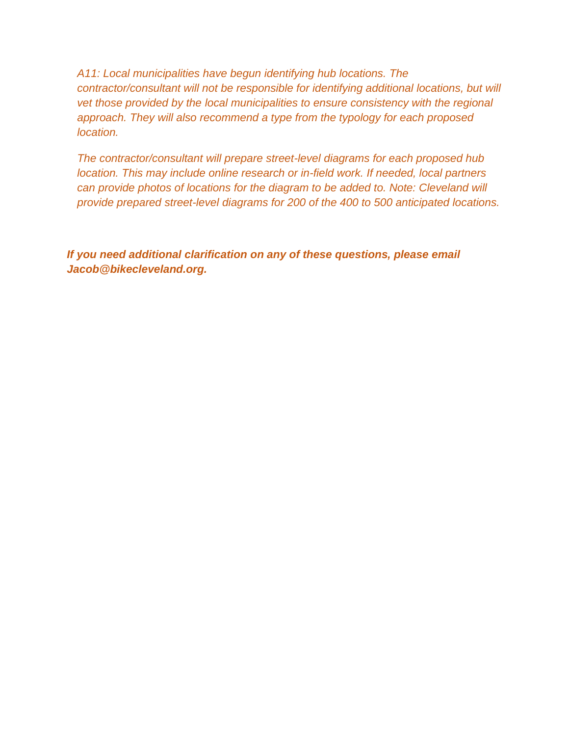*A11: Local municipalities have begun identifying hub locations. The contractor/consultant will not be responsible for identifying additional locations, but will vet those provided by the local municipalities to ensure consistency with the regional approach. They will also recommend a type from the typology for each proposed location.*

*The contractor/consultant will prepare street-level diagrams for each proposed hub location. This may include online research or in-field work. If needed, local partners can provide photos of locations for the diagram to be added to. Note: Cleveland will provide prepared street-level diagrams for 200 of the 400 to 500 anticipated locations.*

***If you need additional clarification on any of these questions, please email Jacob@bikecleveland.org.***